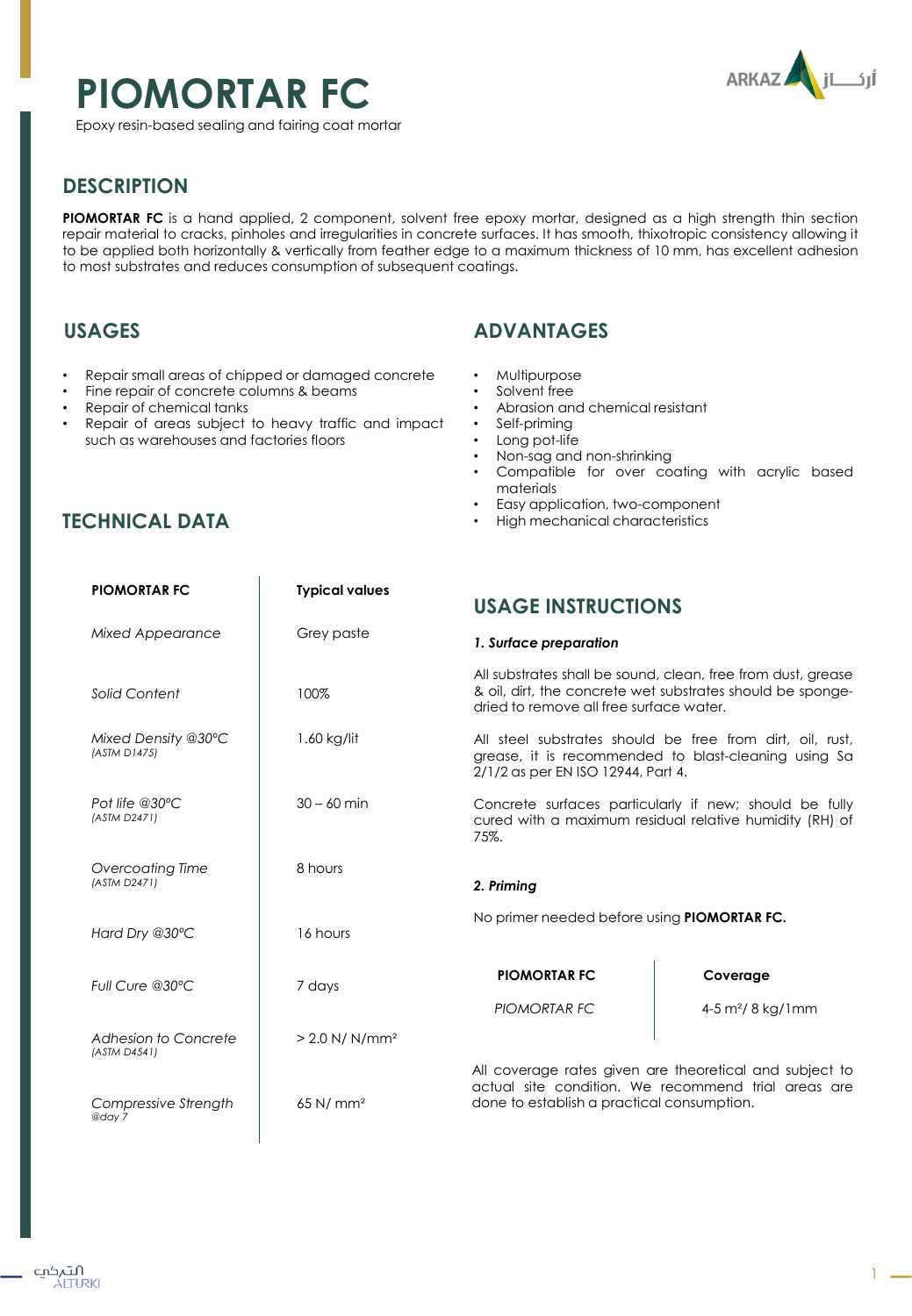# PIOMORTAR FC

Epoxy resin-based sealing and fairing coat mortar

## DESCRIPTION

**PIOMORTAR FC** is a hand applied, 2 component, solvent free epoxy mortar, designed as a high strength thin section repair material to cracks, pinholes and irregularities in concrete surfaces. It has smooth, thixotropic consistency allowing it to be applied both horizontally & vertically from feather edge to a maximum thickness of 10 mm, has excellent adhesion to most substrates and reduces consumption of subsequent coatings.

## USAGES

- Repair small areas of chipped or damaged concrete
- Fine repair of concrete columns & beams
- Repair of chemical tanks
- Repair of areas subject to heavy traffic and impact such as warehouses and factories floors

## ADVANTAGES

- Multipurpose
- Solvent free
- Abrasion and chemical resistant
- Self-priming
- Long pot-life
- Non-sag and non-shrinking
- Compatible for over coating with acrylic based materials
- Easy application, two-component
- High mechanical characteristics

## TECHNICAL DATA

| PIOMORTAR FC | Typical values |
|---|---|
| *Mixed Appearance* | Grey paste |
| *Solid Content* | 100% |
| *Mixed Density @30°C* *(ASTM D1475)* | 1.60 kg/lit |
| *Pot life @30°C* *(ASTM D2471)* | 30 – 60 min |
| *Overcoating Time* *(ASTM D2471)* | 8 hours |
| *Hard Dry @30°C* | 16 hours |
| *Full Cure @30°C* | 7 days |
| *Adhesion to Concrete* *(ASTM D4541)* | > 2.0 N/ N/mm² |
| *Compressive Strength* *@day 7* | 65 N/ mm² |

## USAGE INSTRUCTIONS

***1. Surface preparation***

All substrates shall be sound, clean, free from dust, grease & oil, dirt, the concrete wet substrates should be sponge-dried to remove all free surface water.

All steel substrates should be free from dirt, oil, rust, grease, it is recommended to blast-cleaning using Sa 2/1/2 as per EN ISO 12944, Part 4.

Concrete surfaces particularly if new; should be fully cured with a maximum residual relative humidity (RH) of 75%.

***2. Priming***

No primer needed before using **PIOMORTAR FC.**

| PIOMORTAR FC | Coverage |
|---|---|
| *PIOMORTAR FC* | 4-5 m²/ 8 kg/1mm |

All coverage rates given are theoretical and subject to actual site condition. We recommend trial areas are done to establish a practical consumption.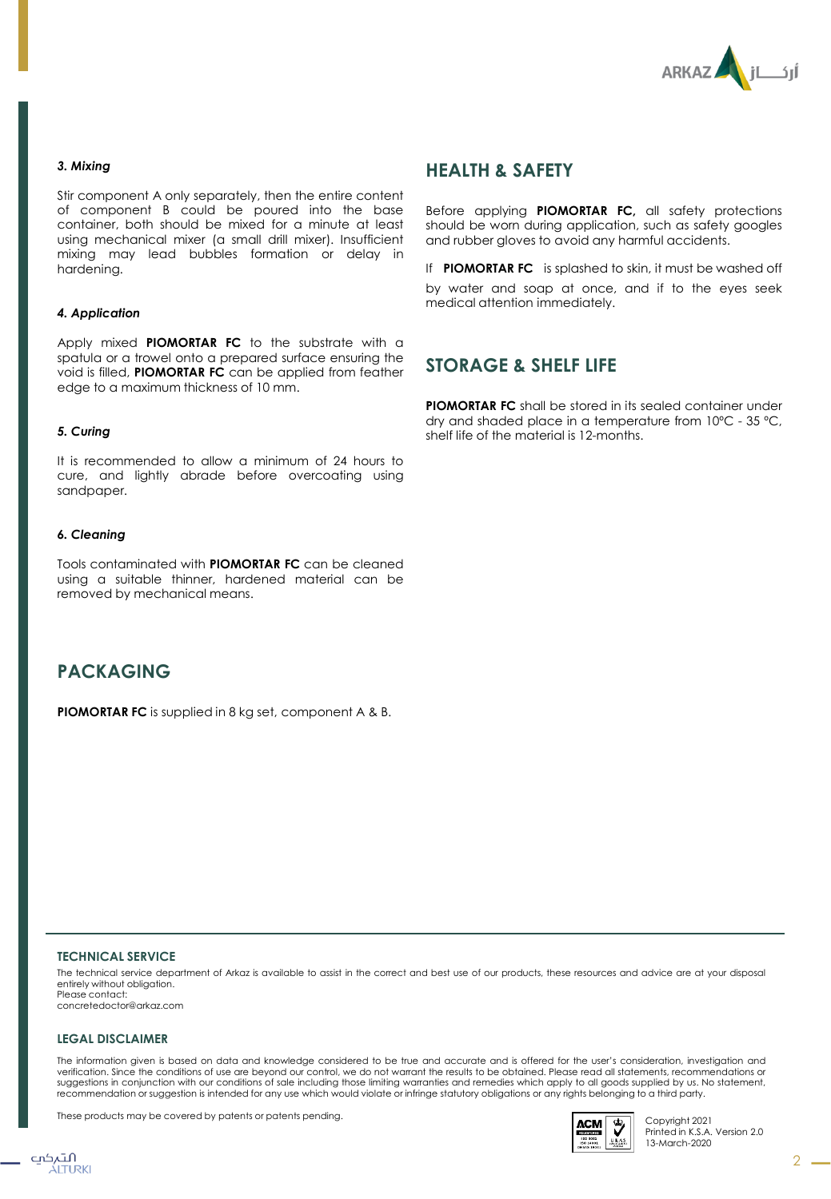### 3. Mixing

Stir component A only separately, then the entire content of component B could be poured into the base container, both should be mixed for a minute at least using mechanical mixer (a small drill mixer). Insufficient mixing may lead bubbles formation or delay in hardening.

### 4. Application

Apply mixed **PIOMORTAR FC** to the substrate with a spatula or a trowel onto a prepared surface ensuring the void is filled, **PIOMORTAR FC** can be applied from feather edge to a maximum thickness of 10 mm.

### 5. Curing

It is recommended to allow a minimum of 24 hours to cure, and lightly abrade before overcoating using sandpaper.

### 6. Cleaning

Tools contaminated with **PIOMORTAR FC** can be cleaned using a suitable thinner, hardened material can be removed by mechanical means.

## PACKAGING

**PIOMORTAR FC** is supplied in 8 kg set, component A & B.

## HEALTH & SAFETY

Before applying **PIOMORTAR FC,** all safety protections should be worn during application, such as safety goggles and rubber gloves to avoid any harmful accidents.

If **PIOMORTAR FC** is splashed to skin, it must be washed off by water and soap at once, and if to the eyes seek medical attention immediately.

## STORAGE & SHELF LIFE

**PIOMORTAR FC** shall be stored in its sealed container under dry and shaded place in a temperature from 10°C - 35 °C, shelf life of the material is 12-months.

### TECHNICAL SERVICE

The technical service department of Arkaz is available to assist in the correct and best use of our products, these resources and advice are at your disposal entirely without obligation.
Please contact:
concretedoctor@arkaz.com

### LEGAL DISCLAIMER

The information given is based on data and knowledge considered to be true and accurate and is offered for the user's consideration, investigation and verification. Since the conditions of use are beyond our control, we do not warrant the results to be obtained. Please read all statements, recommendations or suggestions in conjunction with our conditions of sale including those limiting warranties and remedies which apply to all goods supplied by us. No statement, recommendation or suggestion is intended for any use which would violate or infringe statutory obligations or any rights belonging to a third party.

These products may be covered by patents or patents pending.

Copyright 2021
Printed in K.S.A. Version 2.0
13-March-2020